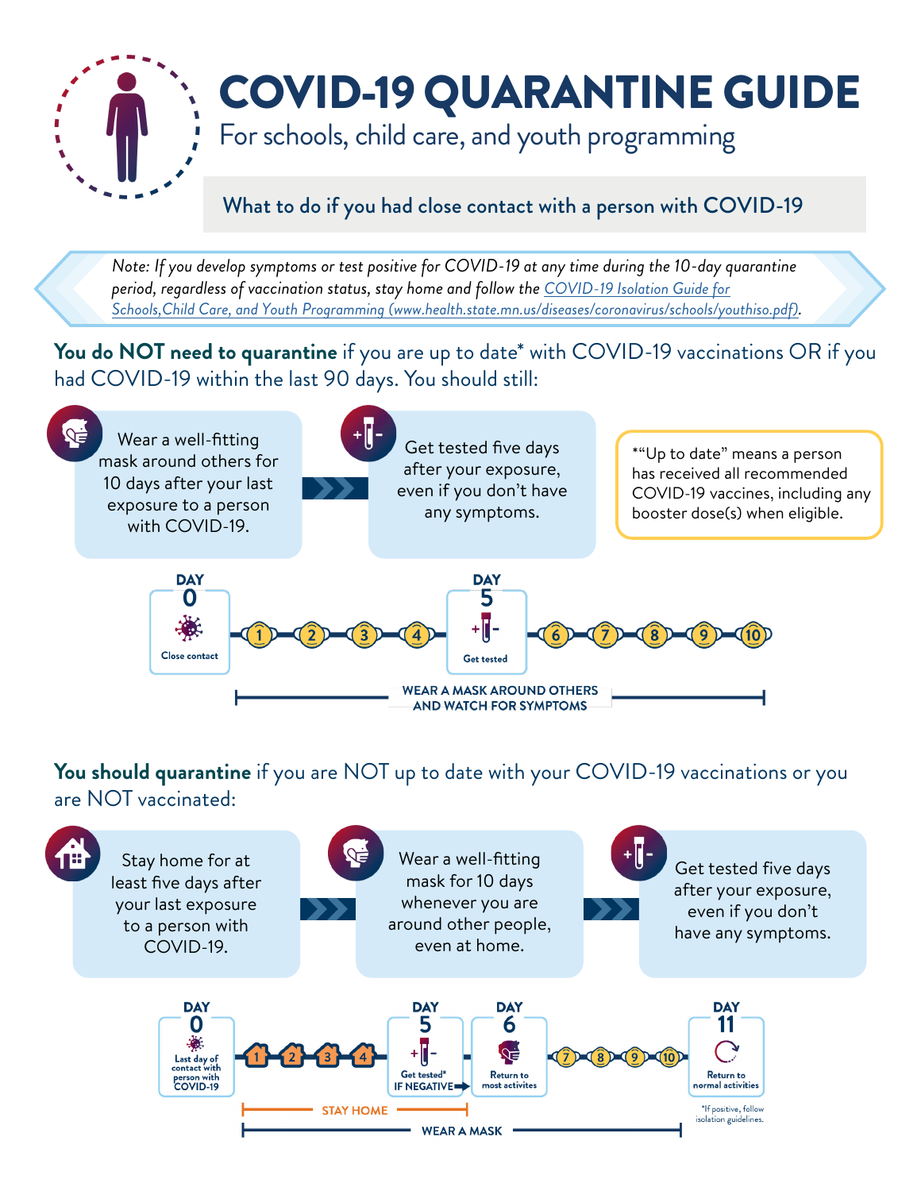# COVID-19 QUARANTINE GUIDE

For schools, child care, and youth programming

## What to do if you had close contact with a person with COVID-19

*Note: If you develop symptoms or test positive for COVID-19 at any time during the 10-day quarantine period, regardless of vaccination status, stay home and follow the [COVID-19 Isolation Guide for Schools,Child Care, and Youth Programming (www.health.state.mn.us/diseases/coronavirus/schools/youthiso.pdf)](www.health.state.mn.us/diseases/coronavirus/schools/youthiso.pdf).*

**You do NOT need to quarantine** if you are up to date* with COVID-19 vaccinations OR if you had COVID-19 within the last 90 days. You should still:

- Wear a well-fitting mask around others for 10 days after your last exposure to a person with COVID-19.
- Get tested five days after your exposure, even if you don't have any symptoms.

*"Up to date" means a person has received all recommended COVID-19 vaccines, including any booster dose(s) when eligible.

DAY 0 – Close contact → 1 → 2 → 3 → 4 → DAY 5 – Get tested → 6 → 7 → 8 → 9 → 10

WEAR A MASK AROUND OTHERS AND WATCH FOR SYMPTOMS

**You should quarantine** if you are NOT up to date with your COVID-19 vaccinations or you are NOT vaccinated:

- Stay home for at least five days after your last exposure to a person with COVID-19.
- Wear a well-fitting mask for 10 days whenever you are around other people, even at home.
- Get tested five days after your exposure, even if you don't have any symptoms.

DAY 0 – Last day of contact with person with COVID-19 → 1 → 2 → 3 → 4 → DAY 5 – Get tested* IF NEGATIVE → DAY 6 – Return to most activites → 7 → 8 → 9 → 10 → DAY 11 – Return to normal activities

STAY HOME (Days 1–5)

WEAR A MASK (Days 1–10)

*If positive, follow isolation guidelines.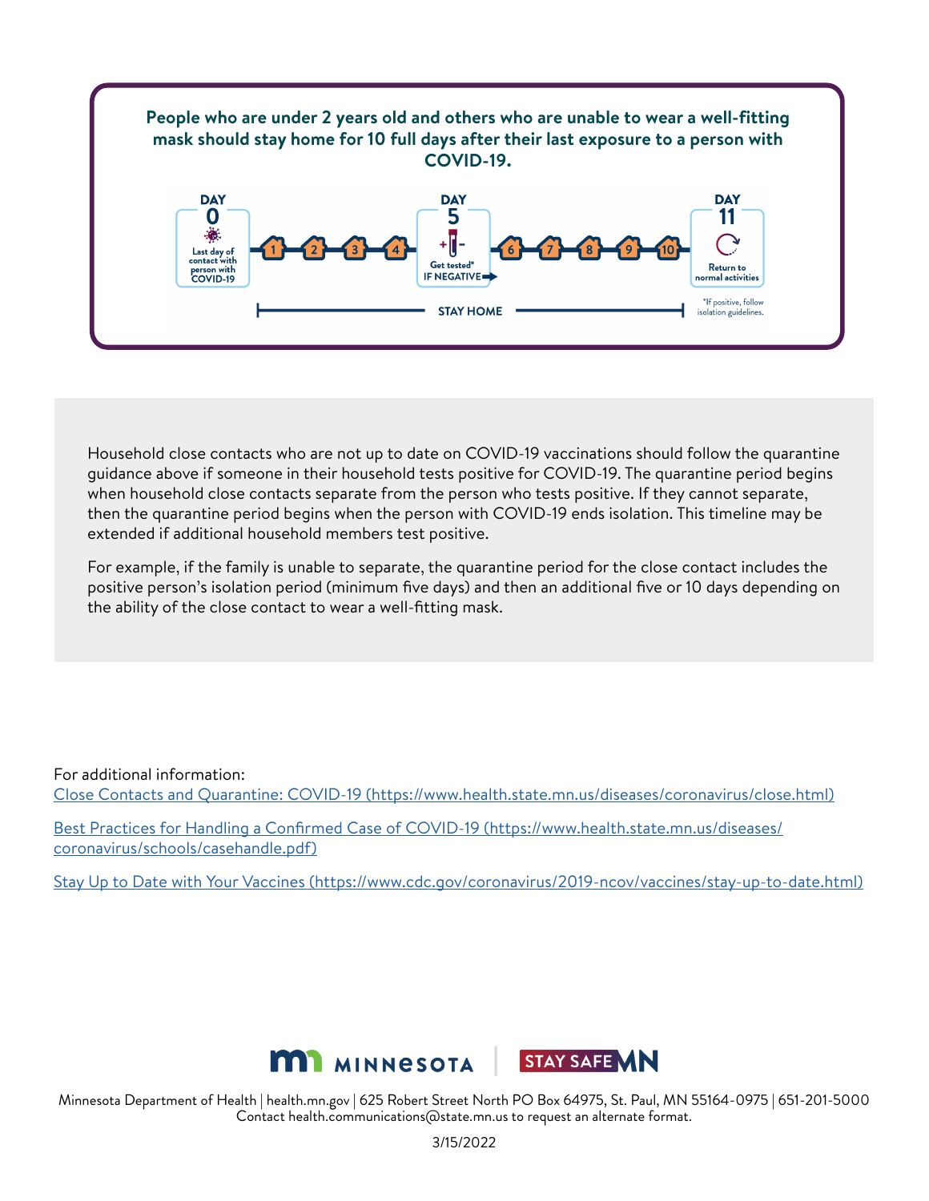**People who are under 2 years old and others who are unable to wear a well-fitting mask should stay home for 10 full days after their last exposure to a person with COVID-19.**

DAY 0
Last day of contact with person with COVID-19

1 2 3 4

DAY 5
Get tested*
IF NEGATIVE

6 7 8 9 10

DAY 11
Return to normal activities

STAY HOME

*If positive, follow isolation guidelines.

Household close contacts who are not up to date on COVID-19 vaccinations should follow the quarantine guidance above if someone in their household tests positive for COVID-19. The quarantine period begins when household close contacts separate from the person who tests positive. If they cannot separate, then the quarantine period begins when the person with COVID-19 ends isolation. This timeline may be extended if additional household members test positive.

For example, if the family is unable to separate, the quarantine period for the close contact includes the positive person's isolation period (minimum five days) and then an additional five or 10 days depending on the ability of the close contact to wear a well-fitting mask.

For additional information:
[Close Contacts and Quarantine: COVID-19 (https://www.health.state.mn.us/diseases/coronavirus/close.html)](https://www.health.state.mn.us/diseases/coronavirus/close.html)

[Best Practices for Handling a Confirmed Case of COVID-19 (https://www.health.state.mn.us/diseases/coronavirus/schools/casehandle.pdf)](https://www.health.state.mn.us/diseases/coronavirus/schools/casehandle.pdf)

[Stay Up to Date with Your Vaccines (https://www.cdc.gov/coronavirus/2019-ncov/vaccines/stay-up-to-date.html)](https://www.cdc.gov/coronavirus/2019-ncov/vaccines/stay-up-to-date.html)

MINNESOTA | STAY SAFE MN

Minnesota Department of Health | health.mn.gov | 625 Robert Street North PO Box 64975, St. Paul, MN 55164-0975 | 651-201-5000
Contact health.communications@state.mn.us to request an alternate format.

3/15/2022